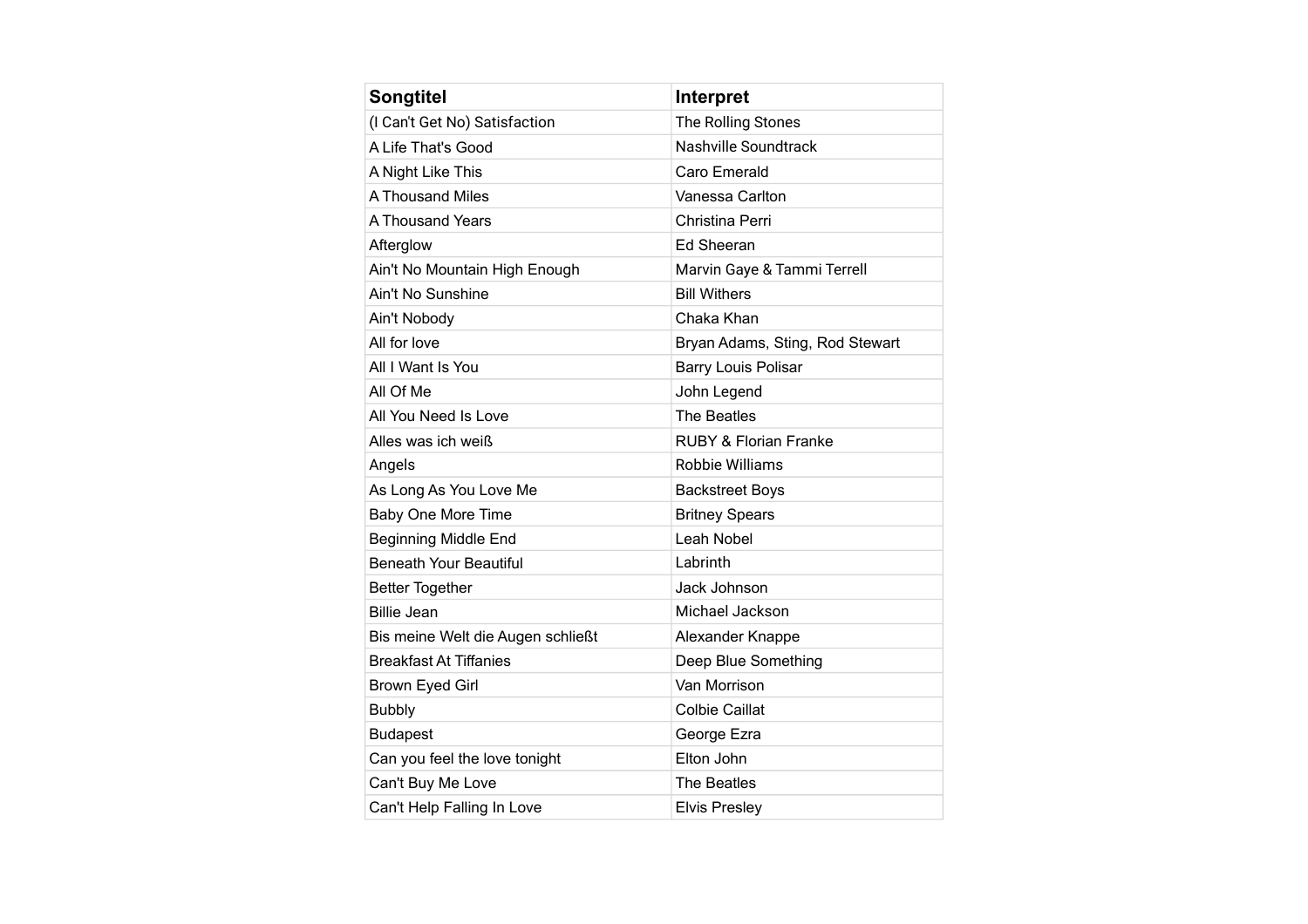| Songtitel | Interpret |
|---|---|
| (I Can't Get No) Satisfaction | The Rolling Stones |
| A Life That's Good | Nashville Soundtrack |
| A Night Like This | Caro Emerald |
| A Thousand Miles | Vanessa Carlton |
| A Thousand Years | Christina Perri |
| Afterglow | Ed Sheeran |
| Ain't No Mountain High Enough | Marvin Gaye & Tammi Terrell |
| Ain't No Sunshine | Bill Withers |
| Ain't Nobody | Chaka Khan |
| All for love | Bryan Adams, Sting, Rod Stewart |
| All I Want Is You | Barry Louis Polisar |
| All Of Me | John Legend |
| All You Need Is Love | The Beatles |
| Alles was ich weiß | RUBY & Florian Franke |
| Angels | Robbie Williams |
| As Long As You Love Me | Backstreet Boys |
| Baby One More Time | Britney Spears |
| Beginning Middle End | Leah Nobel |
| Beneath Your Beautiful | Labrinth |
| Better Together | Jack Johnson |
| Billie Jean | Michael Jackson |
| Bis meine Welt die Augen schließt | Alexander Knappe |
| Breakfast At Tiffanies | Deep Blue Something |
| Brown Eyed Girl | Van Morrison |
| Bubbly | Colbie Caillat |
| Budapest | George Ezra |
| Can you feel the love tonight | Elton John |
| Can't Buy Me Love | The Beatles |
| Can't Help Falling In Love | Elvis Presley |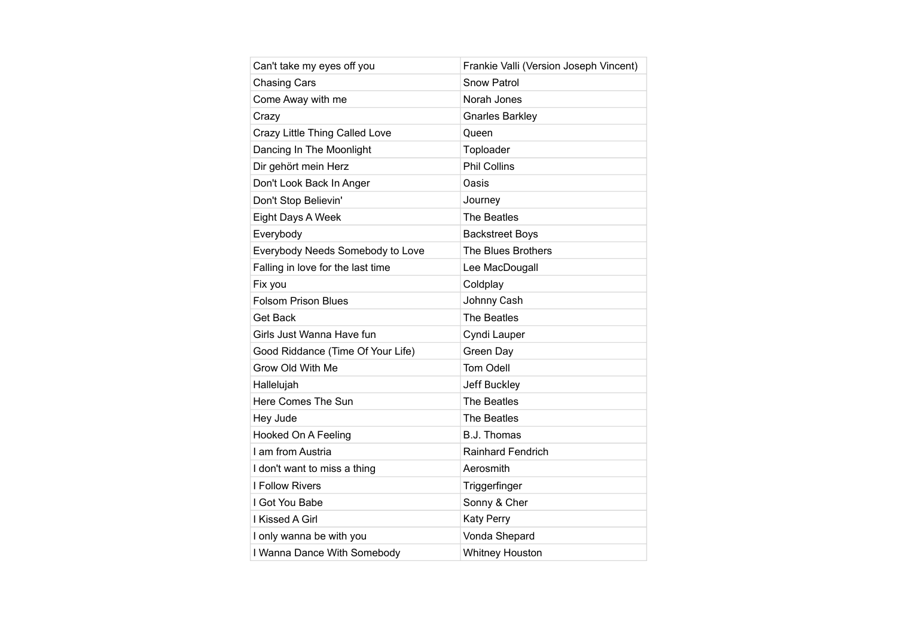| Can't take my eyes off you | Frankie Valli (Version Joseph Vincent) |
|---|---|
| Chasing Cars | Snow Patrol |
| Come Away with me | Norah Jones |
| Crazy | Gnarles Barkley |
| Crazy Little Thing Called Love | Queen |
| Dancing In The Moonlight | Toploader |
| Dir gehört mein Herz | Phil Collins |
| Don't Look Back In Anger | Oasis |
| Don't Stop Believin' | Journey |
| Eight Days A Week | The Beatles |
| Everybody | Backstreet Boys |
| Everybody Needs Somebody to Love | The Blues Brothers |
| Falling in love for the last time | Lee MacDougall |
| Fix you | Coldplay |
| Folsom Prison Blues | Johnny Cash |
| Get Back | The Beatles |
| Girls Just Wanna Have fun | Cyndi Lauper |
| Good Riddance (Time Of Your Life) | Green Day |
| Grow Old With Me | Tom Odell |
| Hallelujah | Jeff Buckley |
| Here Comes The Sun | The Beatles |
| Hey Jude | The Beatles |
| Hooked On A Feeling | B.J. Thomas |
| I am from Austria | Rainhard Fendrich |
| I don't want to miss a thing | Aerosmith |
| I Follow Rivers | Triggerfinger |
| I Got You Babe | Sonny & Cher |
| I Kissed A Girl | Katy Perry |
| I only wanna be with you | Vonda Shepard |
| I Wanna Dance With Somebody | Whitney Houston |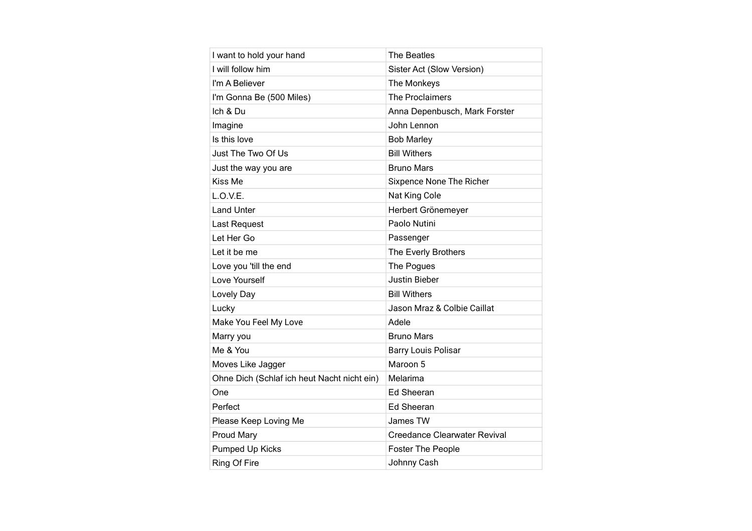| | |
|---|---|
| I want to hold your hand | The Beatles |
| I will follow him | Sister Act (Slow Version) |
| I'm A Believer | The Monkeys |
| I'm Gonna Be (500 Miles) | The Proclaimers |
| Ich & Du | Anna Depenbusch, Mark Forster |
| Imagine | John Lennon |
| Is this love | Bob Marley |
| Just The Two Of Us | Bill Withers |
| Just the way you are | Bruno Mars |
| Kiss Me | Sixpence None The Richer |
| L.O.V.E. | Nat King Cole |
| Land Unter | Herbert Grönemeyer |
| Last Request | Paolo Nutini |
| Let Her Go | Passenger |
| Let it be me | The Everly Brothers |
| Love you 'till the end | The Pogues |
| Love Yourself | Justin Bieber |
| Lovely Day | Bill Withers |
| Lucky | Jason Mraz & Colbie Caillat |
| Make You Feel My Love | Adele |
| Marry you | Bruno Mars |
| Me & You | Barry Louis Polisar |
| Moves Like Jagger | Maroon 5 |
| Ohne Dich (Schlaf ich heut Nacht nicht ein) | Melarima |
| One | Ed Sheeran |
| Perfect | Ed Sheeran |
| Please Keep Loving Me | James TW |
| Proud Mary | Creedance Clearwater Revival |
| Pumped Up Kicks | Foster The People |
| Ring Of Fire | Johnny Cash |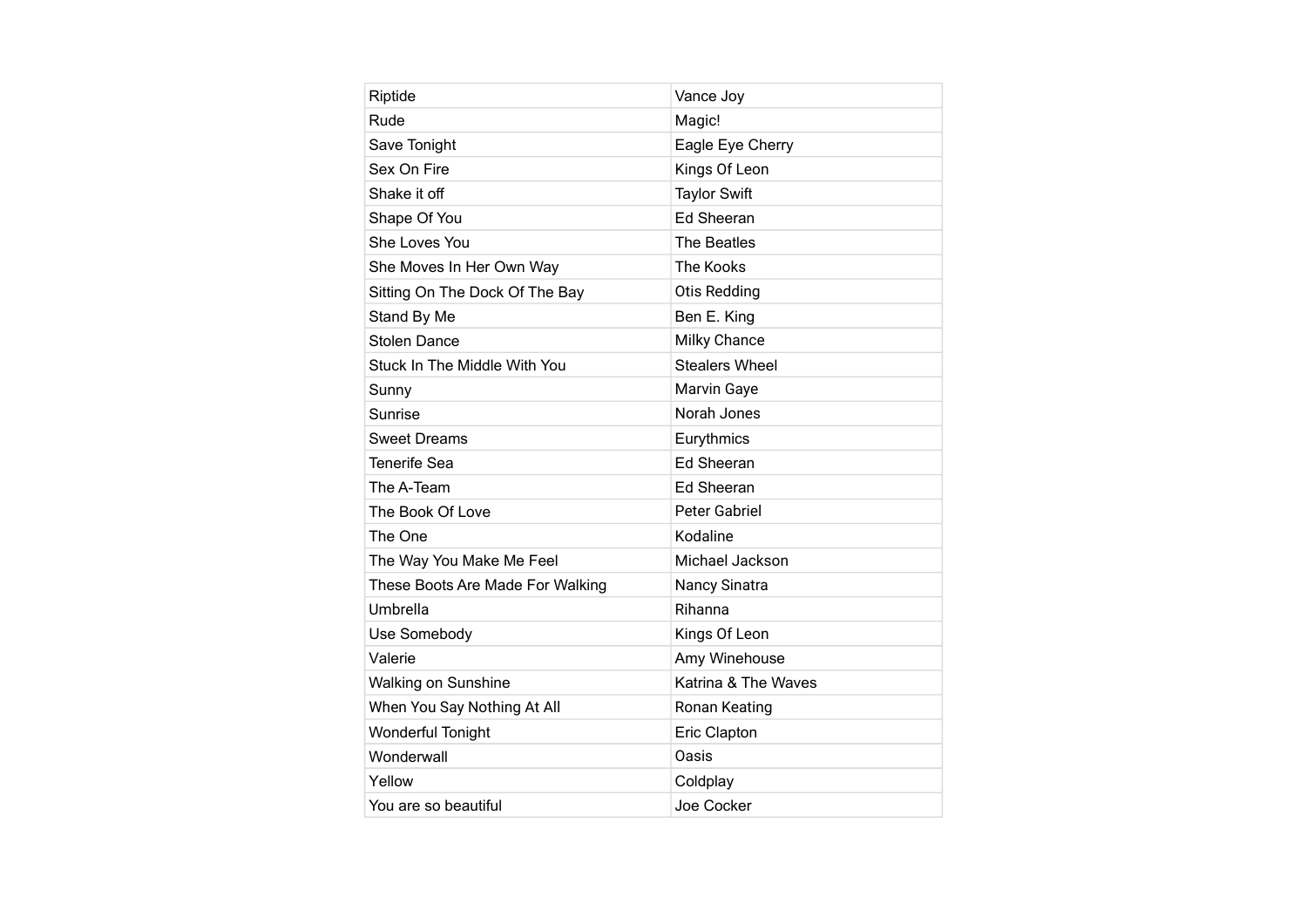| Riptide | Vance Joy |
|---|---|
| Rude | Magic! |
| Save Tonight | Eagle Eye Cherry |
| Sex On Fire | Kings Of Leon |
| Shake it off | Taylor Swift |
| Shape Of You | Ed Sheeran |
| She Loves You | The Beatles |
| She Moves In Her Own Way | The Kooks |
| Sitting On The Dock Of The Bay | Otis Redding |
| Stand By Me | Ben E. King |
| Stolen Dance | Milky Chance |
| Stuck In The Middle With You | Stealers Wheel |
| Sunny | Marvin Gaye |
| Sunrise | Norah Jones |
| Sweet Dreams | Eurythmics |
| Tenerife Sea | Ed Sheeran |
| The A-Team | Ed Sheeran |
| The Book Of Love | Peter Gabriel |
| The One | Kodaline |
| The Way You Make Me Feel | Michael Jackson |
| These Boots Are Made For Walking | Nancy Sinatra |
| Umbrella | Rihanna |
| Use Somebody | Kings Of Leon |
| Valerie | Amy Winehouse |
| Walking on Sunshine | Katrina & The Waves |
| When You Say Nothing At All | Ronan Keating |
| Wonderful Tonight | Eric Clapton |
| Wonderwall | Oasis |
| Yellow | Coldplay |
| You are so beautiful | Joe Cocker |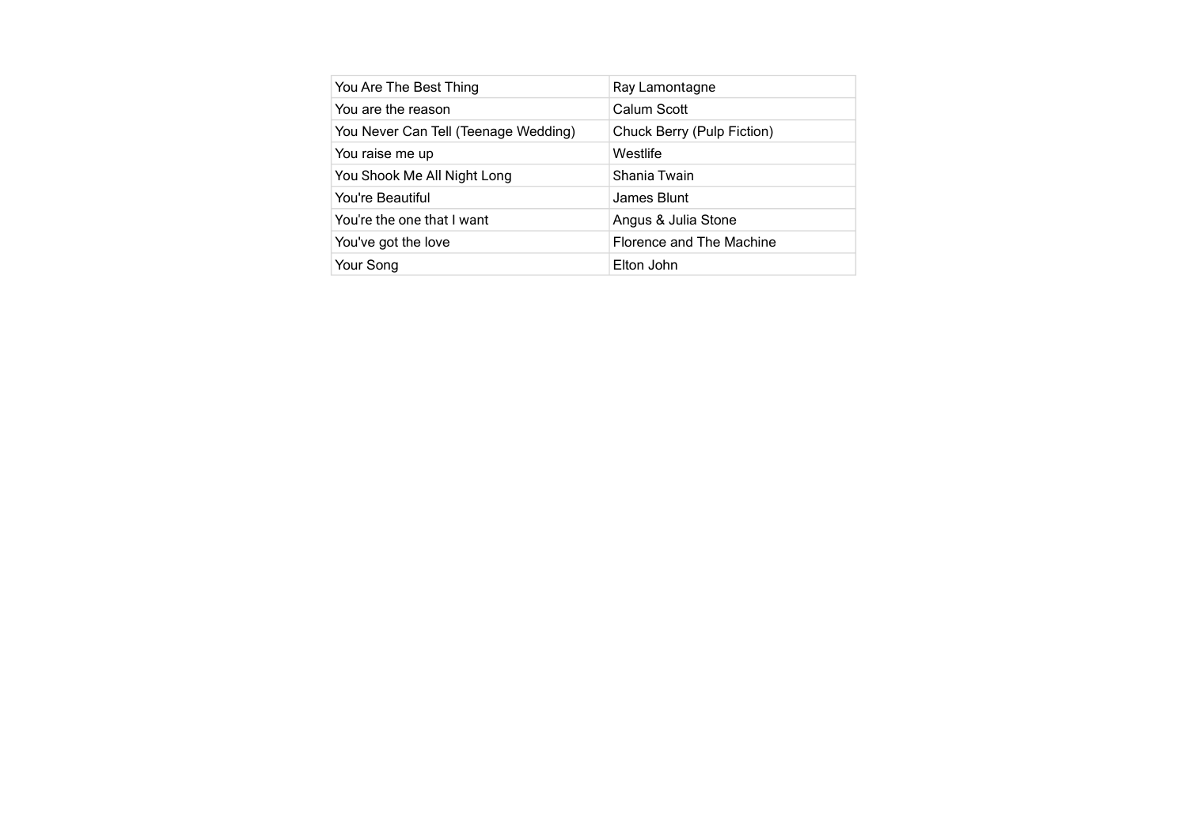| | |
|---|---|
| You Are The Best Thing | Ray Lamontagne |
| You are the reason | Calum Scott |
| You Never Can Tell (Teenage Wedding) | Chuck Berry (Pulp Fiction) |
| You raise me up | Westlife |
| You Shook Me All Night Long | Shania Twain |
| You're Beautiful | James Blunt |
| You're the one that I want | Angus & Julia Stone |
| You've got the love | Florence and The Machine |
| Your Song | Elton John |